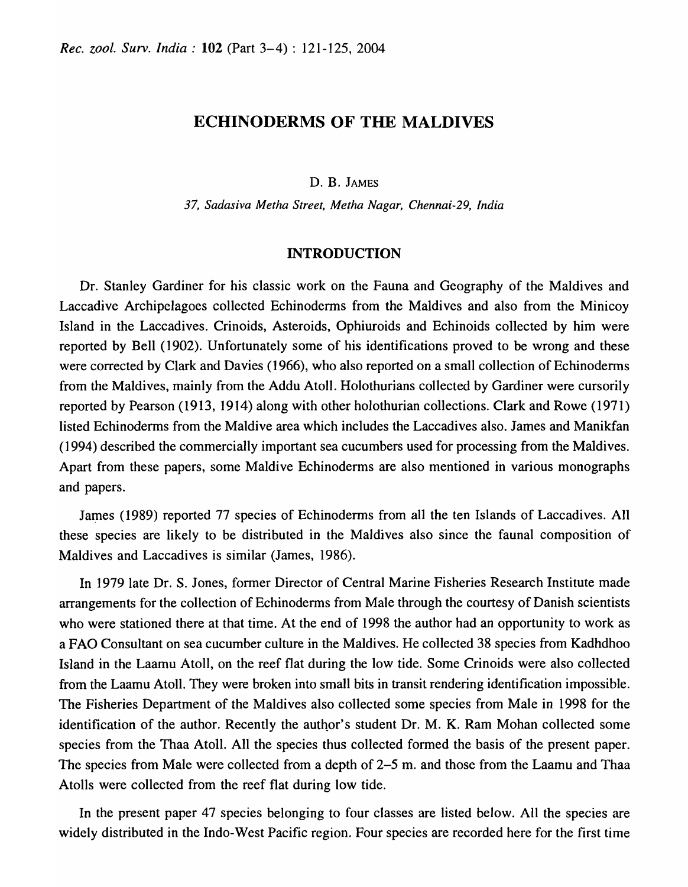# ECHINODERMS OF THE MALDIVES

D. B. JAMES

*37, Sadasiva Metha Street, Metha Nagar, Chennai-29, India*

## INTRODUCTION

Dr. Stanley Gardiner for his classic work on the Fauna and Geography of the Maldives and Laccadive Archipelagoes collected Echinoderms from the Maldives and also from the Minicoy Island in the Laccadives. Crinoids, Asteroids, Ophiuroids and Echinoids collected by him were reported by Bell (1902). Unfortunately some of his identifications proved to be wrong and these were corrected by Clark and Davies (1966), who also reported on a small collection of Echinoderms from the Maldives, mainly from the Addu Atoll. Holothurians collected by Gardiner were cursorily reported by Pearson (1913, 1914) along with other holothurian collections. Clark and Rowe (1971) listed Echinoderms from the Maldive area which includes the Laccadives also. James and Manikfan (1994) described the commercially important sea cucumbers used for processing from the Maldives. Apart from these papers, some Maldive Echinoderms are also mentioned in various monographs and papers.

James (1989) reported 77 species of Echinoderms from all the ten Islands of Laccadives. All these species are likely to be distributed in the Maldives also since the faunal composition of Maldives and Laccadives is similar (James, 1986).

In 1979 late Dr. S. Jones, former Director of Central Marine Fisheries Research Institute made arrangements for the collection of Echinoderms from Male through the courtesy of Danish scientists who were stationed there at that time. At the end of 1998 the author had an opportunity to work as a FAO Consultant on sea cucumber culture in the Maldives. He collected 38 species from Kadhdhoo Island in the Laamu Atoll, on the reef flat during the low tide. Some Crinoids were also collected from the Laamu Atoll. They were broken into small bits in transit rendering identification impossible. The Fisheries Department of the Maldives also collected some species from Male in 1998 for the identification of the author. Recently the author's student Dr. M. K. Ram Mohan collected some species from the Thaa Atoll. All the species thus collected formed the basis of the present paper. The species from Male were collected from a depth of 2–5 m. and those from the Laamu and Thaa Atolls were collected from the reef flat during low tide.

In the present paper 47 species belonging to four classes are listed below. All the species are widely distributed in the Indo-West Pacific region. Four species are recorded here for the first time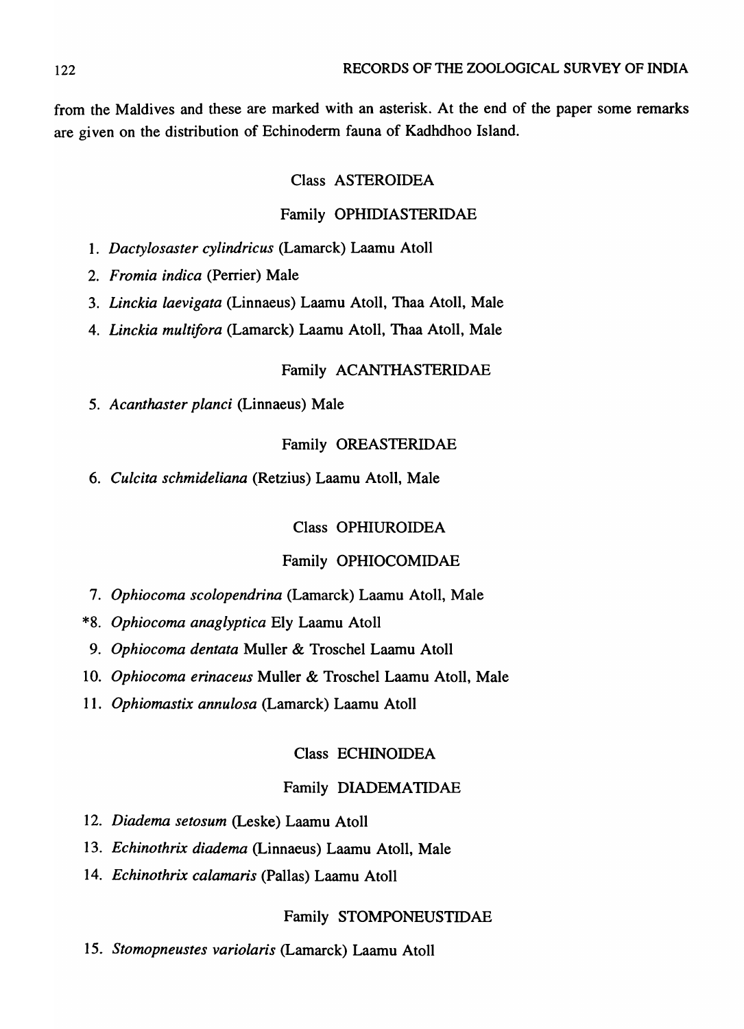from the Maldives and these are marked with an asterisk. At the end of the paper some remarks are given on the distribution of Echinoderm fauna of Kadhdhoo Island.

## Class ASTEROIDEA

### Family OPHIDIASTERIDAE

1. *Dactylosaster cylindricus* (Lamarck) Laamu Atoll
2. *Fromia indica* (Perrier) Male
3. *Linckia laevigata* (Linnaeus) Laamu Atoll, Thaa Atoll, Male
4. *Linckia multifora* (Lamarck) Laamu Atoll, Thaa Atoll, Male

### Family ACANTHASTERIDAE

5. *Acanthaster planci* (Linnaeus) Male

### Family OREASTERIDAE

6. *Culcita schmideliana* (Retzius) Laamu Atoll, Male

## Class OPHIUROIDEA

### Family OPHIOCOMIDAE

7. *Ophiocoma scolopendrina* (Lamarck) Laamu Atoll, Male

*8. *Ophiocoma anaglyptica* Ely Laamu Atoll

9. *Ophiocoma dentata* Muller & Troschel Laamu Atoll
10. *Ophiocoma erinaceus* Muller & Troschel Laamu Atoll, Male
11. *Ophiomastix annulosa* (Lamarck) Laamu Atoll

## Class ECHINOIDEA

### Family DIADEMATIDAE

12. *Diadema setosum* (Leske) Laamu Atoll
13. *Echinothrix diadema* (Linnaeus) Laamu Atoll, Male
14. *Echinothrix calamaris* (Pallas) Laamu Atoll

### Family STOMPONEUSTIDAE

15. *Stomopneustes variolaris* (Lamarck) Laamu Atoll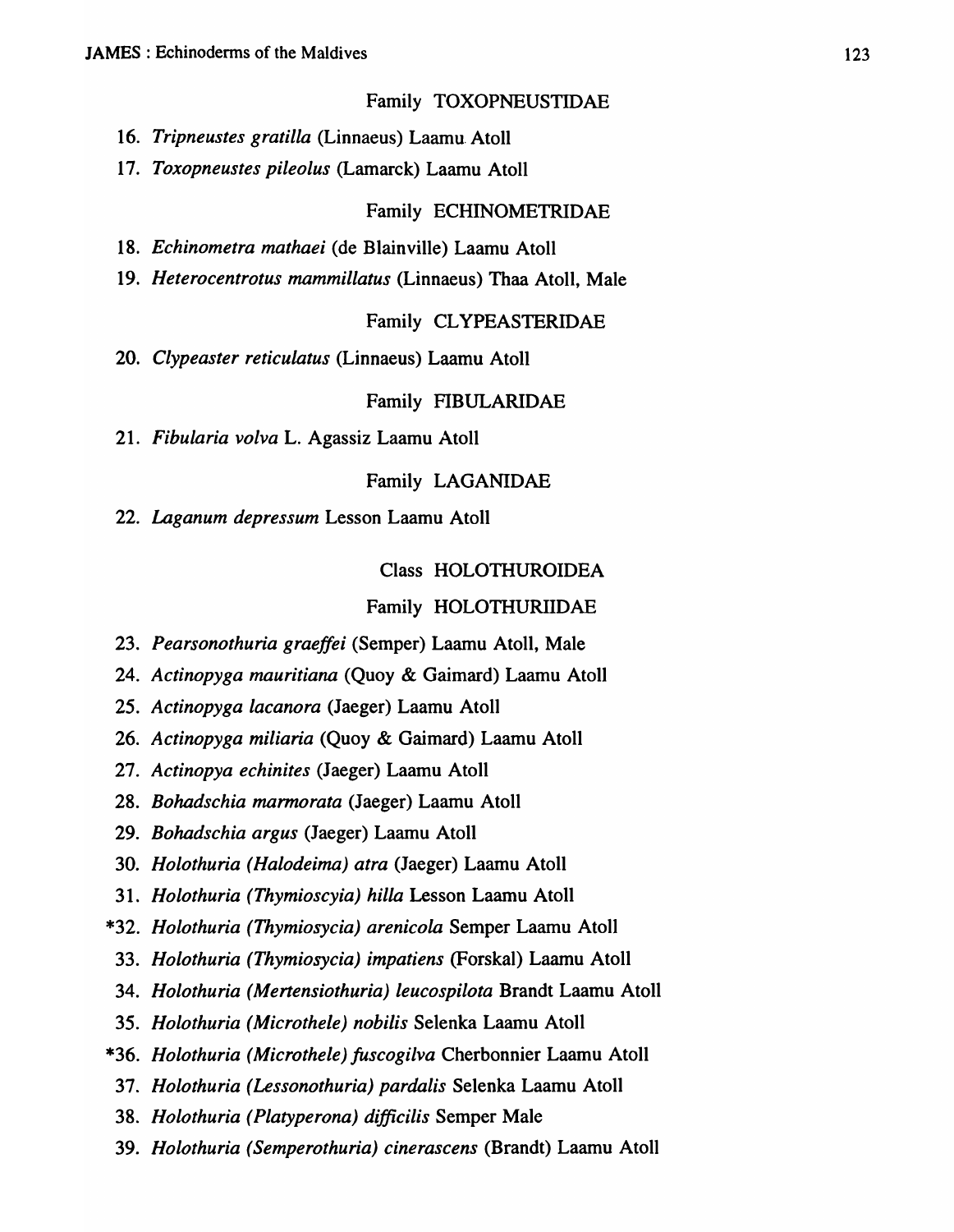### Family TOXOPNEUSTIDAE

16. *Tripneustes gratilla* (Linnaeus) Laamu Atoll
17. *Toxopneustes pileolus* (Lamarck) Laamu Atoll

### Family ECHINOMETRIDAE

18. *Echinometra mathaei* (de Blainville) Laamu Atoll
19. *Heterocentrotus mammillatus* (Linnaeus) Thaa Atoll, Male

### Family CLYPEASTERIDAE

20. *Clypeaster reticulatus* (Linnaeus) Laamu Atoll

### Family FIBULARIDAE

21. *Fibularia volva* L. Agassiz Laamu Atoll

### Family LAGANIDAE

22. *Laganum depressum* Lesson Laamu Atoll

## Class HOLOTHUROIDEA

### Family HOLOTHURIIDAE

23. *Pearsonothuria graeffei* (Semper) Laamu Atoll, Male
24. *Actinopyga mauritiana* (Quoy & Gaimard) Laamu Atoll
25. *Actinopyga lacanora* (Jaeger) Laamu Atoll
26. *Actinopyga miliaria* (Quoy & Gaimard) Laamu Atoll
27. *Actinopya echinites* (Jaeger) Laamu Atoll
28. *Bohadschia marmorata* (Jaeger) Laamu Atoll
29. *Bohadschia argus* (Jaeger) Laamu Atoll
30. *Holothuria (Halodeima) atra* (Jaeger) Laamu Atoll
31. *Holothuria (Thymioscyia) hilla* Lesson Laamu Atoll

*32. *Holothuria (Thymiosycia) arenicola* Semper Laamu Atoll

33. *Holothuria (Thymiosycia) impatiens* (Forskal) Laamu Atoll
34. *Holothuria (Mertensiothuria) leucospilota* Brandt Laamu Atoll
35. *Holothuria (Microthele) nobilis* Selenka Laamu Atoll

*36. *Holothuria (Microthele) fuscogilva* Cherbonnier Laamu Atoll

37. *Holothuria (Lessonothuria) pardalis* Selenka Laamu Atoll
38. *Holothuria (Platyperona) difficilis* Semper Male
39. *Holothuria (Semperothuria) cinerascens* (Brandt) Laamu Atoll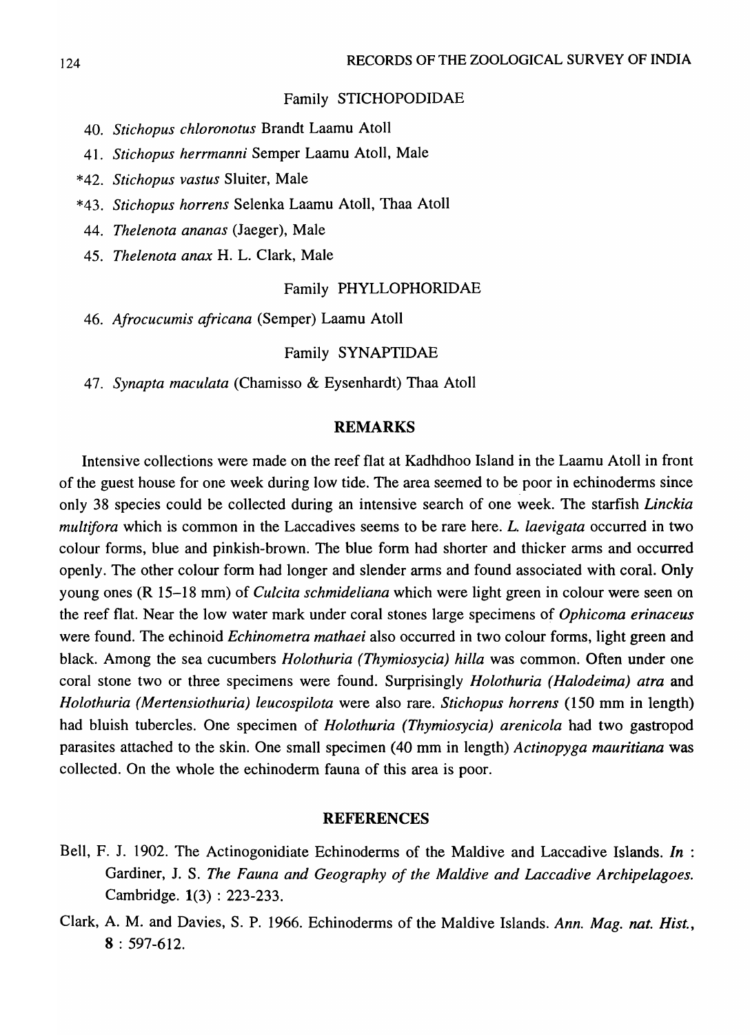### Family STICHOPODIDAE

40. *Stichopus chloronotus* Brandt Laamu Atoll
41. *Stichopus herrmanni* Semper Laamu Atoll, Male

*42. *Stichopus vastus* Sluiter, Male

*43. *Stichopus horrens* Selenka Laamu Atoll, Thaa Atoll

44. *Thelenota ananas* (Jaeger), Male
45. *Thelenota anax* H. L. Clark, Male

### Family PHYLLOPHORIDAE

46. *Afrocucumis africana* (Semper) Laamu Atoll

### Family SYNAPTIDAE

47. *Synapta maculata* (Chamisso & Eysenhardt) Thaa Atoll

## REMARKS

Intensive collections were made on the reef flat at Kadhdhoo Island in the Laamu Atoll in front of the guest house for one week during low tide. The area seemed to be poor in echinoderms since only 38 species could be collected during an intensive search of one week. The starfish *Linckia multifora* which is common in the Laccadives seems to be rare here. *L. laevigata* occurred in two colour forms, blue and pinkish-brown. The blue form had shorter and thicker arms and occurred openly. The other colour form had longer and slender arms and found associated with coral. Only young ones (R 15–18 mm) of *Culcita schmideliana* which were light green in colour were seen on the reef flat. Near the low water mark under coral stones large specimens of *Ophicoma erinaceus* were found. The echinoid *Echinometra mathaei* also occurred in two colour forms, light green and black. Among the sea cucumbers *Holothuria (Thymiosycia) hilla* was common. Often under one coral stone two or three specimens were found. Surprisingly *Holothuria (Halodeima) atra* and *Holothuria (Mertensiothuria) leucospilota* were also rare. *Stichopus horrens* (150 mm in length) had bluish tubercles. One specimen of *Holothuria (Thymiosycia) arenicola* had two gastropod parasites attached to the skin. One small specimen (40 mm in length) *Actinopyga mauritiana* was collected. On the whole the echinoderm fauna of this area is poor.

## REFERENCES

Bell, F. J. 1902. The Actinogonidiate Echinoderms of the Maldive and Laccadive Islands. *In* : Gardiner, J. S. *The Fauna and Geography of the Maldive and Laccadive Archipelagoes.* Cambridge. **1**(3) : 223-233.

Clark, A. M. and Davies, S. P. 1966. Echinoderms of the Maldive Islands. *Ann. Mag. nat. Hist.*, **8** : 597-612.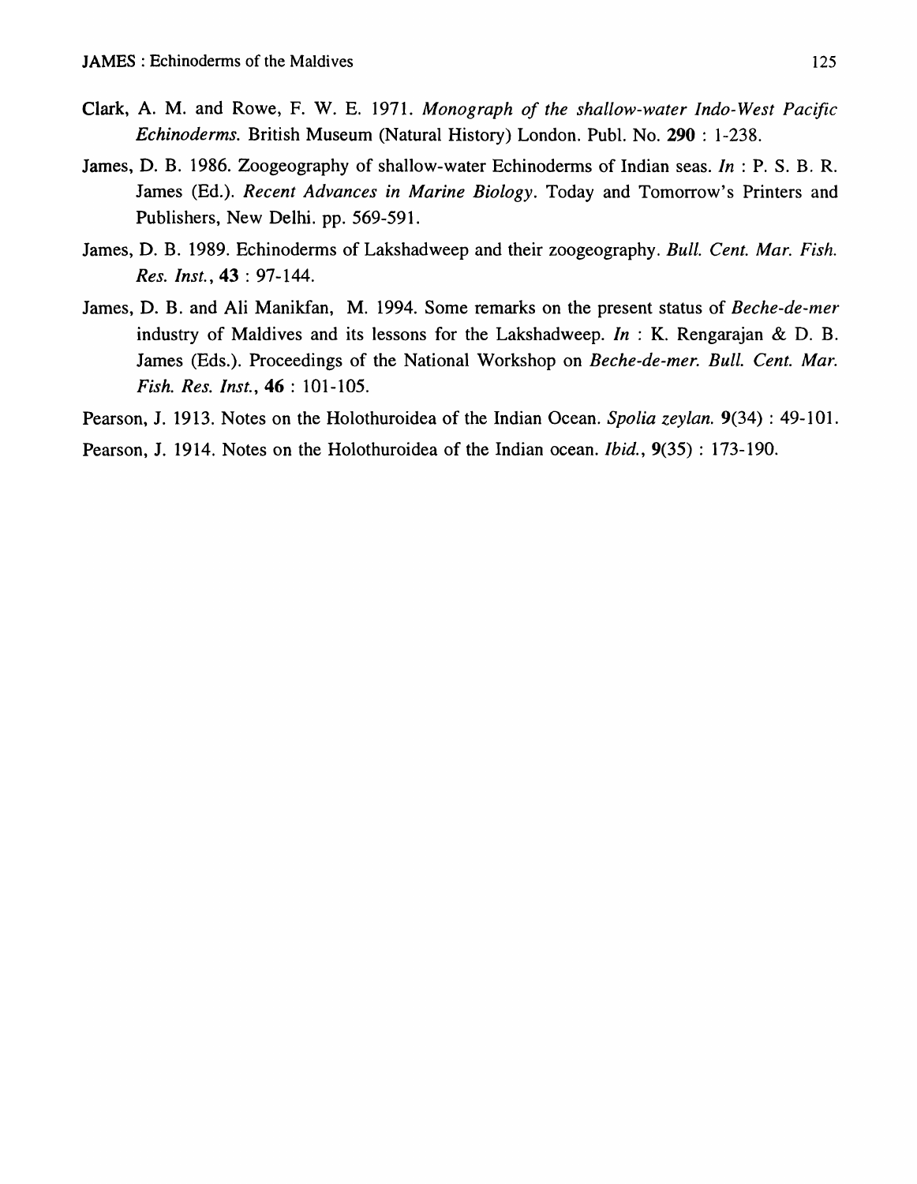Clark, A. M. and Rowe, F. W. E. 1971. *Monograph of the shallow-water Indo-West Pacific Echinoderms*. British Museum (Natural History) London. Publ. No. **290** : 1-238.

James, D. B. 1986. Zoogeography of shallow-water Echinoderms of Indian seas. *In* : P. S. B. R. James (Ed.). *Recent Advances in Marine Biology*. Today and Tomorrow's Printers and Publishers, New Delhi. pp. 569-591.

James, D. B. 1989. Echinoderms of Lakshadweep and their zoogeography. *Bull. Cent. Mar. Fish. Res. Inst.*, **43** : 97-144.

James, D. B. and Ali Manikfan, M. 1994. Some remarks on the present status of *Beche-de-mer* industry of Maldives and its lessons for the Lakshadweep. *In* : K. Rengarajan & D. B. James (Eds.). Proceedings of the National Workshop on *Beche-de-mer*. *Bull. Cent. Mar. Fish. Res. Inst.*, **46** : 101-105.

Pearson, J. 1913. Notes on the Holothuroidea of the Indian Ocean. *Spolia zeylan.* **9**(34) : 49-101.

Pearson, J. 1914. Notes on the Holothuroidea of the Indian ocean. *Ibid.*, **9**(35) : 173-190.